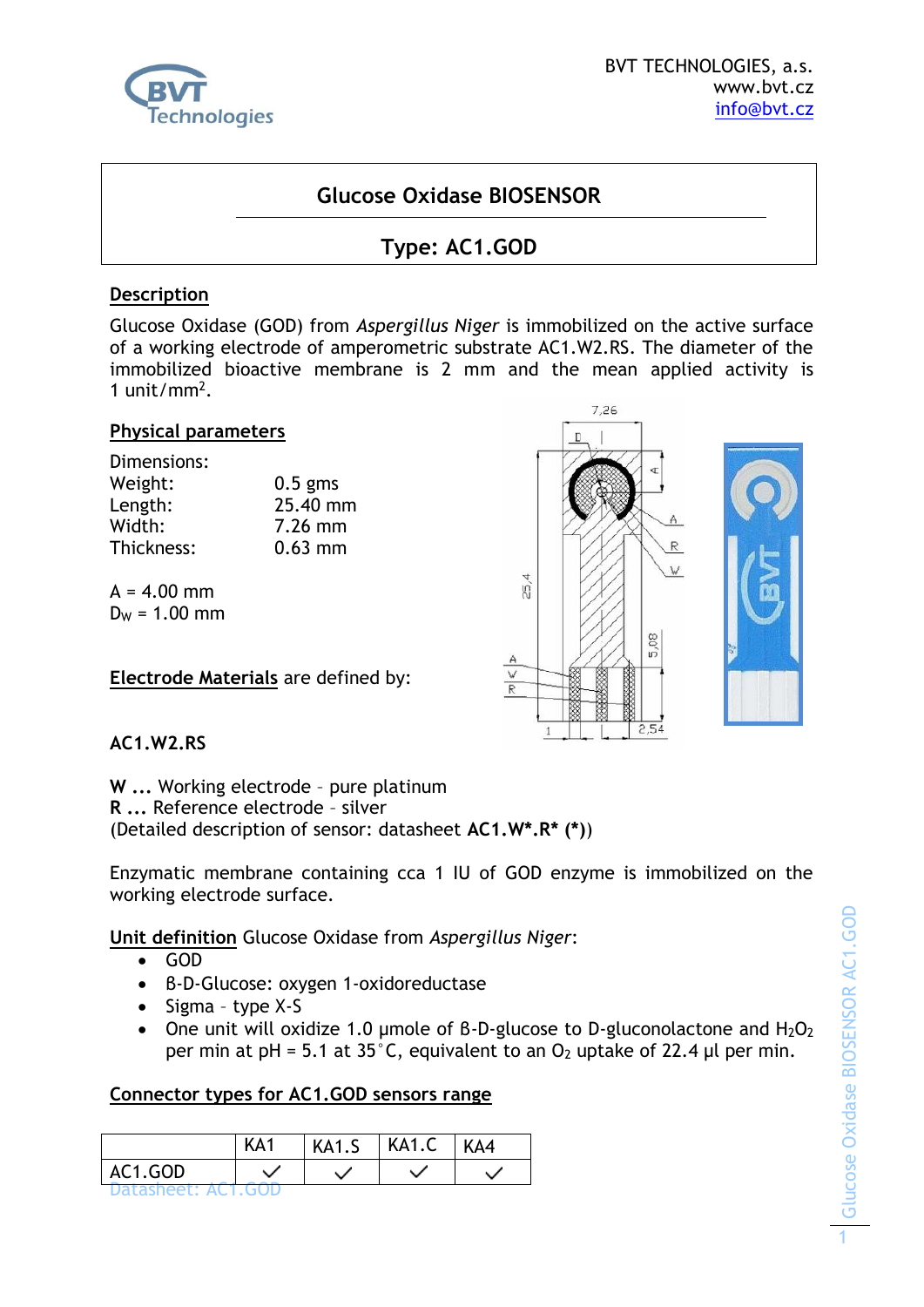BVT TECHNOLOGIES, a.s.
www.bvt.cz
info@bvt.cz

# Glucose Oxidase BIOSENSOR

## Type: AC1.GOD

### Description

Glucose Oxidase (GOD) from *Aspergillus Niger* is immobilized on the active surface of a working electrode of amperometric substrate AC1.W2.RS. The diameter of the immobilized bioactive membrane is 2 mm and the mean applied activity is 1 unit/mm$^2$.

### Physical parameters

Dimensions:

| | |
|---|---|
| Weight: | 0.5 gms |
| Length: | 25.40 mm |
| Width: | 7.26 mm |
| Thickness: | 0.63 mm |

A = 4.00 mm
$D_W$ = 1.00 mm

**Electrode Materials** are defined by:

**AC1.W2.RS**

**W ...** Working electrode – pure platinum
**R ...** Reference electrode – silver
(Detailed description of sensor: datasheet **AC1.W\*.R\* (\*)**)

Enzymatic membrane containing cca 1 IU of GOD enzyme is immobilized on the working electrode surface.

**Unit definition** Glucose Oxidase from *Aspergillus Niger*:

- GOD
- β-D-Glucose: oxygen 1-oxidoreductase
- Sigma – type X-S
- One unit will oxidize 1.0 µmole of β-D-glucose to D-gluconolactone and $H_2O_2$ per min at pH = 5.1 at 35°C, equivalent to an $O_2$ uptake of 22.4 µl per min.

### Connector types for AC1.GOD sensors range

| | KA1 | KA1.S | KA1.C | KA4 |
|---|---|---|---|---|
| AC1.GOD | ✓ | ✓ | ✓ | ✓ |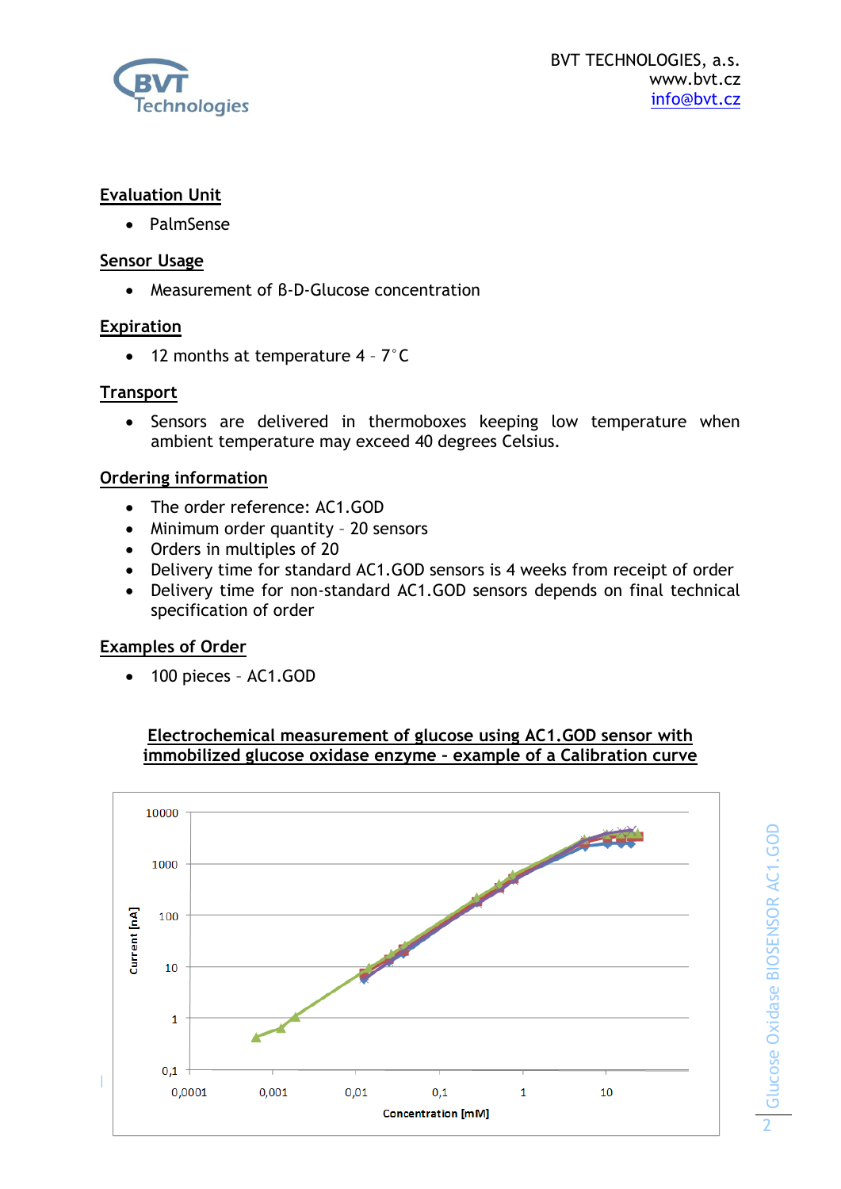BVT TECHNOLOGIES, a.s.
www.bvt.cz
info@bvt.cz

## Evaluation Unit

- PalmSense

## Sensor Usage

- Measurement of ß-D-Glucose concentration

## Expiration

- 12 months at temperature 4 – 7°C

## Transport

- Sensors are delivered in thermoboxes keeping low temperature when ambient temperature may exceed 40 degrees Celsius.

## Ordering information

- The order reference: AC1.GOD
- Minimum order quantity – 20 sensors
- Orders in multiples of 20
- Delivery time for standard AC1.GOD sensors is 4 weeks from receipt of order
- Delivery time for non-standard AC1.GOD sensors depends on final technical specification of order

## Examples of Order

- 100 pieces – AC1.GOD

## Electrochemical measurement of glucose using AC1.GOD sensor with immobilized glucose oxidase enzyme – example of a Calibration curve

Current [nA]
10000
1000
100
10
1
0,1
0,0001
0,001
0,01
0,1
1
10
Concentration [mM]